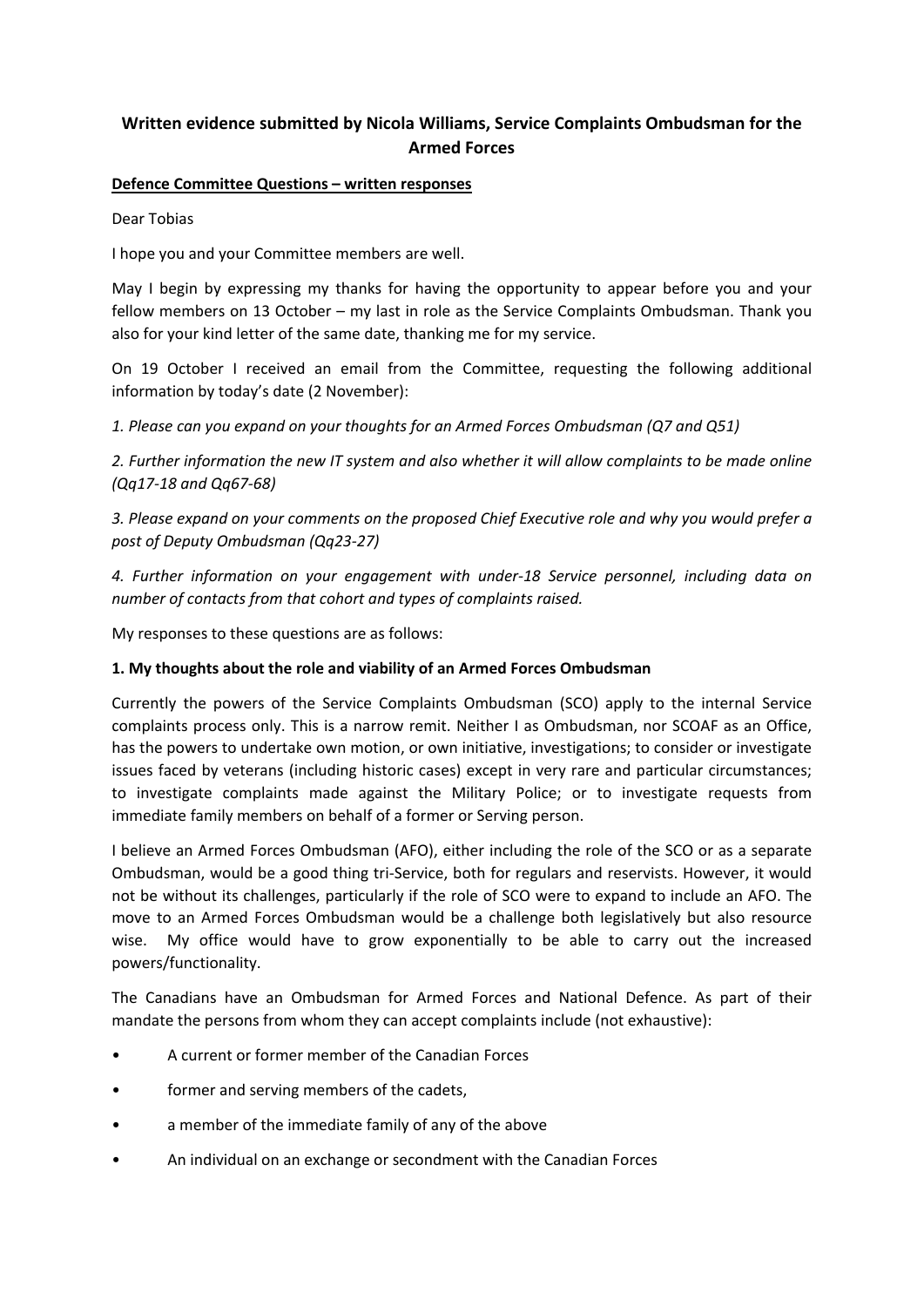# Written evidence submitted by Nicola Williams, Service Complaints Ombudsman for the Armed Forces

**Defence Committee Questions – written responses**

Dear Tobias

I hope you and your Committee members are well.

May I begin by expressing my thanks for having the opportunity to appear before you and your fellow members on 13 October – my last in role as the Service Complaints Ombudsman. Thank you also for your kind letter of the same date, thanking me for my service.

On 19 October I received an email from the Committee, requesting the following additional information by today's date (2 November):

*1. Please can you expand on your thoughts for an Armed Forces Ombudsman (Q7 and Q51)*

*2. Further information the new IT system and also whether it will allow complaints to be made online (Qq17-18 and Qq67-68)*

*3. Please expand on your comments on the proposed Chief Executive role and why you would prefer a post of Deputy Ombudsman (Qq23-27)*

*4. Further information on your engagement with under-18 Service personnel, including data on number of contacts from that cohort and types of complaints raised.*

My responses to these questions are as follows:

**1. My thoughts about the role and viability of an Armed Forces Ombudsman**

Currently the powers of the Service Complaints Ombudsman (SCO) apply to the internal Service complaints process only. This is a narrow remit. Neither I as Ombudsman, nor SCOAF as an Office, has the powers to undertake own motion, or own initiative, investigations; to consider or investigate issues faced by veterans (including historic cases) except in very rare and particular circumstances; to investigate complaints made against the Military Police; or to investigate requests from immediate family members on behalf of a former or Serving person.

I believe an Armed Forces Ombudsman (AFO), either including the role of the SCO or as a separate Ombudsman, would be a good thing tri-Service, both for regulars and reservists. However, it would not be without its challenges, particularly if the role of SCO were to expand to include an AFO. The move to an Armed Forces Ombudsman would be a challenge both legislatively but also resource wise. My office would have to grow exponentially to be able to carry out the increased powers/functionality.

The Canadians have an Ombudsman for Armed Forces and National Defence. As part of their mandate the persons from whom they can accept complaints include (not exhaustive):

- A current or former member of the Canadian Forces
- former and serving members of the cadets,
- a member of the immediate family of any of the above
- An individual on an exchange or secondment with the Canadian Forces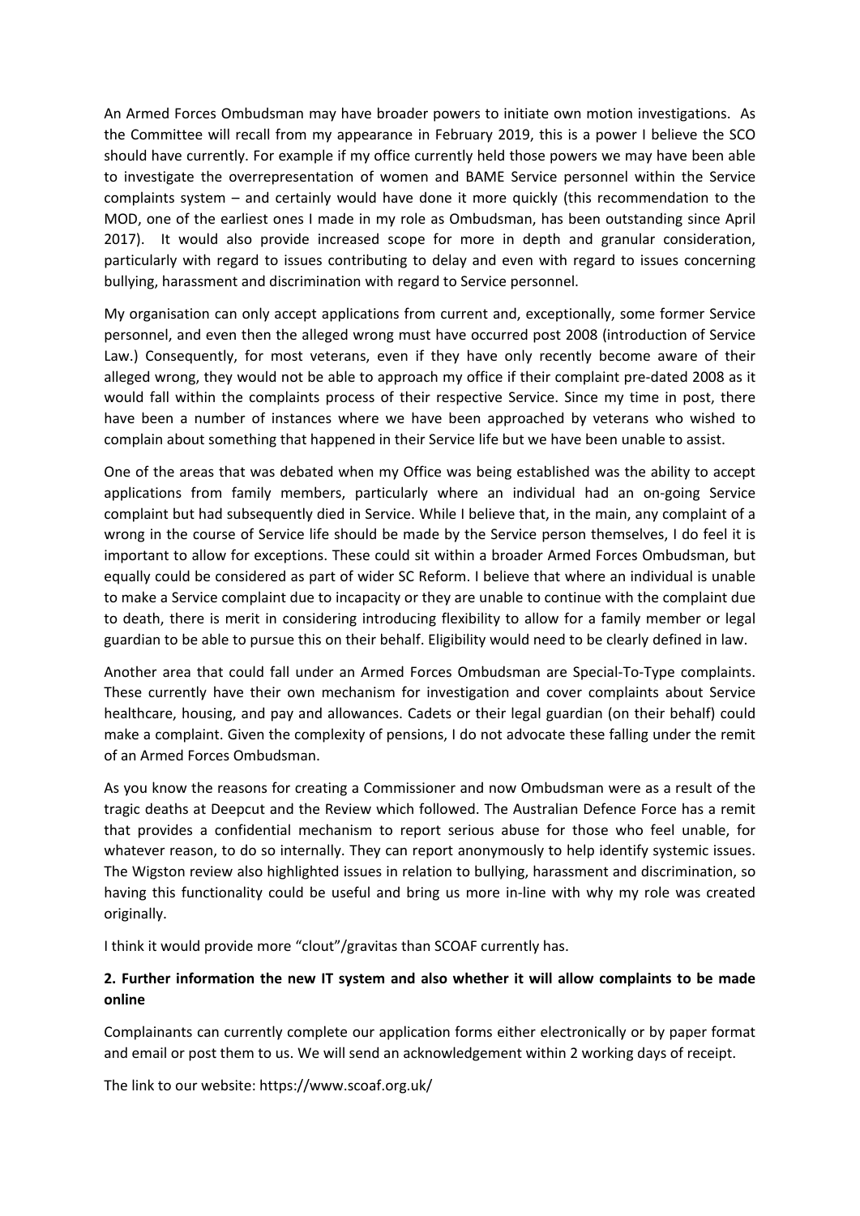An Armed Forces Ombudsman may have broader powers to initiate own motion investigations. As the Committee will recall from my appearance in February 2019, this is a power I believe the SCO should have currently. For example if my office currently held those powers we may have been able to investigate the overrepresentation of women and BAME Service personnel within the Service complaints system – and certainly would have done it more quickly (this recommendation to the MOD, one of the earliest ones I made in my role as Ombudsman, has been outstanding since April 2017). It would also provide increased scope for more in depth and granular consideration, particularly with regard to issues contributing to delay and even with regard to issues concerning bullying, harassment and discrimination with regard to Service personnel.

My organisation can only accept applications from current and, exceptionally, some former Service personnel, and even then the alleged wrong must have occurred post 2008 (introduction of Service Law.) Consequently, for most veterans, even if they have only recently become aware of their alleged wrong, they would not be able to approach my office if their complaint pre-dated 2008 as it would fall within the complaints process of their respective Service. Since my time in post, there have been a number of instances where we have been approached by veterans who wished to complain about something that happened in their Service life but we have been unable to assist.

One of the areas that was debated when my Office was being established was the ability to accept applications from family members, particularly where an individual had an on-going Service complaint but had subsequently died in Service. While I believe that, in the main, any complaint of a wrong in the course of Service life should be made by the Service person themselves, I do feel it is important to allow for exceptions. These could sit within a broader Armed Forces Ombudsman, but equally could be considered as part of wider SC Reform. I believe that where an individual is unable to make a Service complaint due to incapacity or they are unable to continue with the complaint due to death, there is merit in considering introducing flexibility to allow for a family member or legal guardian to be able to pursue this on their behalf. Eligibility would need to be clearly defined in law.

Another area that could fall under an Armed Forces Ombudsman are Special-To-Type complaints. These currently have their own mechanism for investigation and cover complaints about Service healthcare, housing, and pay and allowances. Cadets or their legal guardian (on their behalf) could make a complaint. Given the complexity of pensions, I do not advocate these falling under the remit of an Armed Forces Ombudsman.

As you know the reasons for creating a Commissioner and now Ombudsman were as a result of the tragic deaths at Deepcut and the Review which followed. The Australian Defence Force has a remit that provides a confidential mechanism to report serious abuse for those who feel unable, for whatever reason, to do so internally. They can report anonymously to help identify systemic issues. The Wigston review also highlighted issues in relation to bullying, harassment and discrimination, so having this functionality could be useful and bring us more in-line with why my role was created originally.

I think it would provide more "clout"/gravitas than SCOAF currently has.

**2. Further information the new IT system and also whether it will allow complaints to be made online**

Complainants can currently complete our application forms either electronically or by paper format and email or post them to us. We will send an acknowledgement within 2 working days of receipt.

The link to our website: https://www.scoaf.org.uk/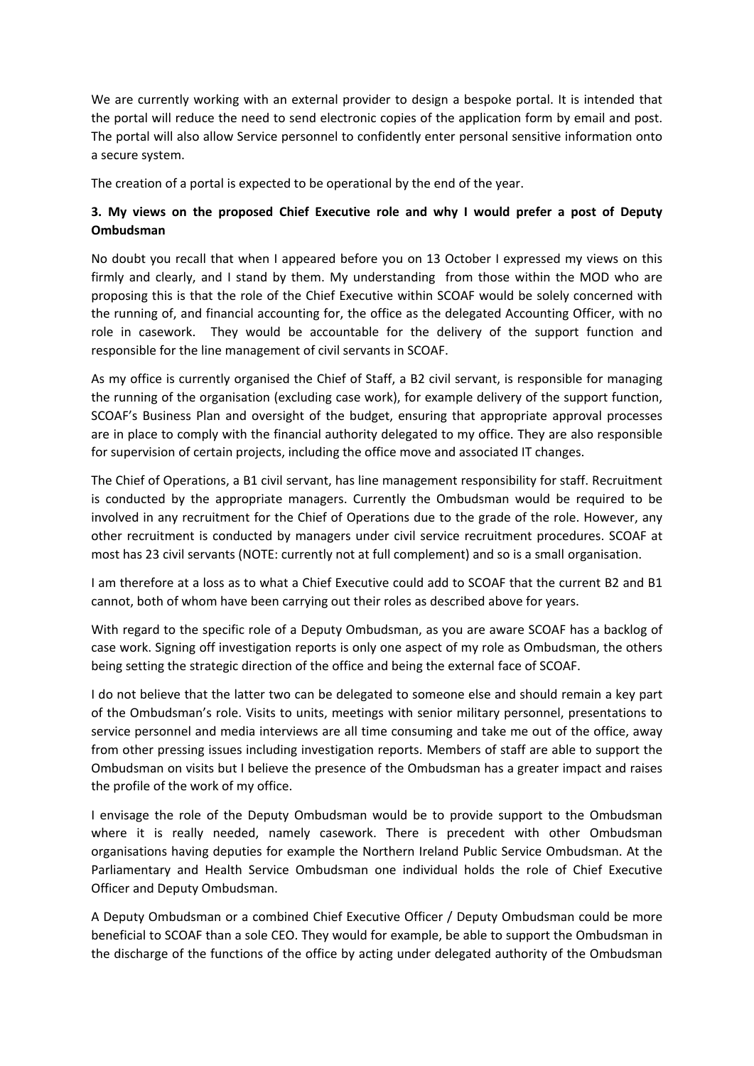We are currently working with an external provider to design a bespoke portal. It is intended that the portal will reduce the need to send electronic copies of the application form by email and post. The portal will also allow Service personnel to confidently enter personal sensitive information onto a secure system.

The creation of a portal is expected to be operational by the end of the year.

**3. My views on the proposed Chief Executive role and why I would prefer a post of Deputy Ombudsman**

No doubt you recall that when I appeared before you on 13 October I expressed my views on this firmly and clearly, and I stand by them. My understanding from those within the MOD who are proposing this is that the role of the Chief Executive within SCOAF would be solely concerned with the running of, and financial accounting for, the office as the delegated Accounting Officer, with no role in casework. They would be accountable for the delivery of the support function and responsible for the line management of civil servants in SCOAF.

As my office is currently organised the Chief of Staff, a B2 civil servant, is responsible for managing the running of the organisation (excluding case work), for example delivery of the support function, SCOAF's Business Plan and oversight of the budget, ensuring that appropriate approval processes are in place to comply with the financial authority delegated to my office. They are also responsible for supervision of certain projects, including the office move and associated IT changes.

The Chief of Operations, a B1 civil servant, has line management responsibility for staff. Recruitment is conducted by the appropriate managers. Currently the Ombudsman would be required to be involved in any recruitment for the Chief of Operations due to the grade of the role. However, any other recruitment is conducted by managers under civil service recruitment procedures. SCOAF at most has 23 civil servants (NOTE: currently not at full complement) and so is a small organisation.

I am therefore at a loss as to what a Chief Executive could add to SCOAF that the current B2 and B1 cannot, both of whom have been carrying out their roles as described above for years.

With regard to the specific role of a Deputy Ombudsman, as you are aware SCOAF has a backlog of case work. Signing off investigation reports is only one aspect of my role as Ombudsman, the others being setting the strategic direction of the office and being the external face of SCOAF.

I do not believe that the latter two can be delegated to someone else and should remain a key part of the Ombudsman's role. Visits to units, meetings with senior military personnel, presentations to service personnel and media interviews are all time consuming and take me out of the office, away from other pressing issues including investigation reports. Members of staff are able to support the Ombudsman on visits but I believe the presence of the Ombudsman has a greater impact and raises the profile of the work of my office.

I envisage the role of the Deputy Ombudsman would be to provide support to the Ombudsman where it is really needed, namely casework. There is precedent with other Ombudsman organisations having deputies for example the Northern Ireland Public Service Ombudsman. At the Parliamentary and Health Service Ombudsman one individual holds the role of Chief Executive Officer and Deputy Ombudsman.

A Deputy Ombudsman or a combined Chief Executive Officer / Deputy Ombudsman could be more beneficial to SCOAF than a sole CEO. They would for example, be able to support the Ombudsman in the discharge of the functions of the office by acting under delegated authority of the Ombudsman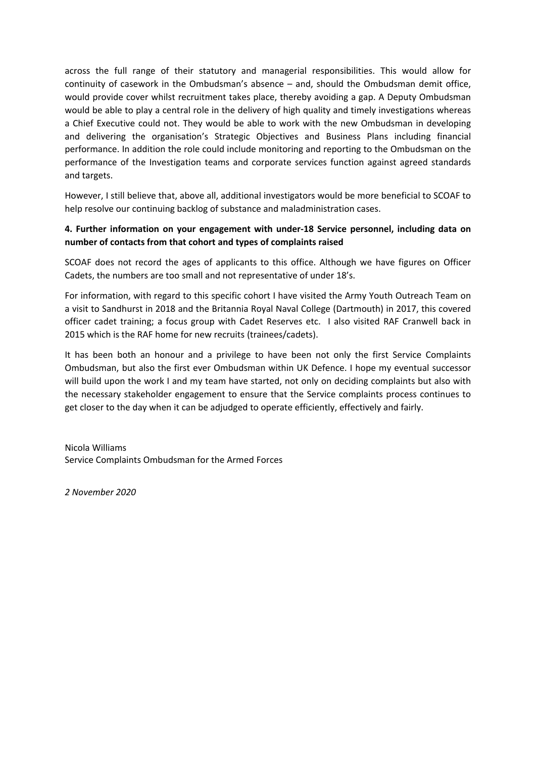across the full range of their statutory and managerial responsibilities. This would allow for continuity of casework in the Ombudsman's absence – and, should the Ombudsman demit office, would provide cover whilst recruitment takes place, thereby avoiding a gap. A Deputy Ombudsman would be able to play a central role in the delivery of high quality and timely investigations whereas a Chief Executive could not. They would be able to work with the new Ombudsman in developing and delivering the organisation's Strategic Objectives and Business Plans including financial performance. In addition the role could include monitoring and reporting to the Ombudsman on the performance of the Investigation teams and corporate services function against agreed standards and targets.

However, I still believe that, above all, additional investigators would be more beneficial to SCOAF to help resolve our continuing backlog of substance and maladministration cases.

**4. Further information on your engagement with under-18 Service personnel, including data on number of contacts from that cohort and types of complaints raised**

SCOAF does not record the ages of applicants to this office. Although we have figures on Officer Cadets, the numbers are too small and not representative of under 18's.

For information, with regard to this specific cohort I have visited the Army Youth Outreach Team on a visit to Sandhurst in 2018 and the Britannia Royal Naval College (Dartmouth) in 2017, this covered officer cadet training; a focus group with Cadet Reserves etc. I also visited RAF Cranwell back in 2015 which is the RAF home for new recruits (trainees/cadets).

It has been both an honour and a privilege to have been not only the first Service Complaints Ombudsman, but also the first ever Ombudsman within UK Defence. I hope my eventual successor will build upon the work I and my team have started, not only on deciding complaints but also with the necessary stakeholder engagement to ensure that the Service complaints process continues to get closer to the day when it can be adjudged to operate efficiently, effectively and fairly.

Nicola Williams
Service Complaints Ombudsman for the Armed Forces

*2 November 2020*